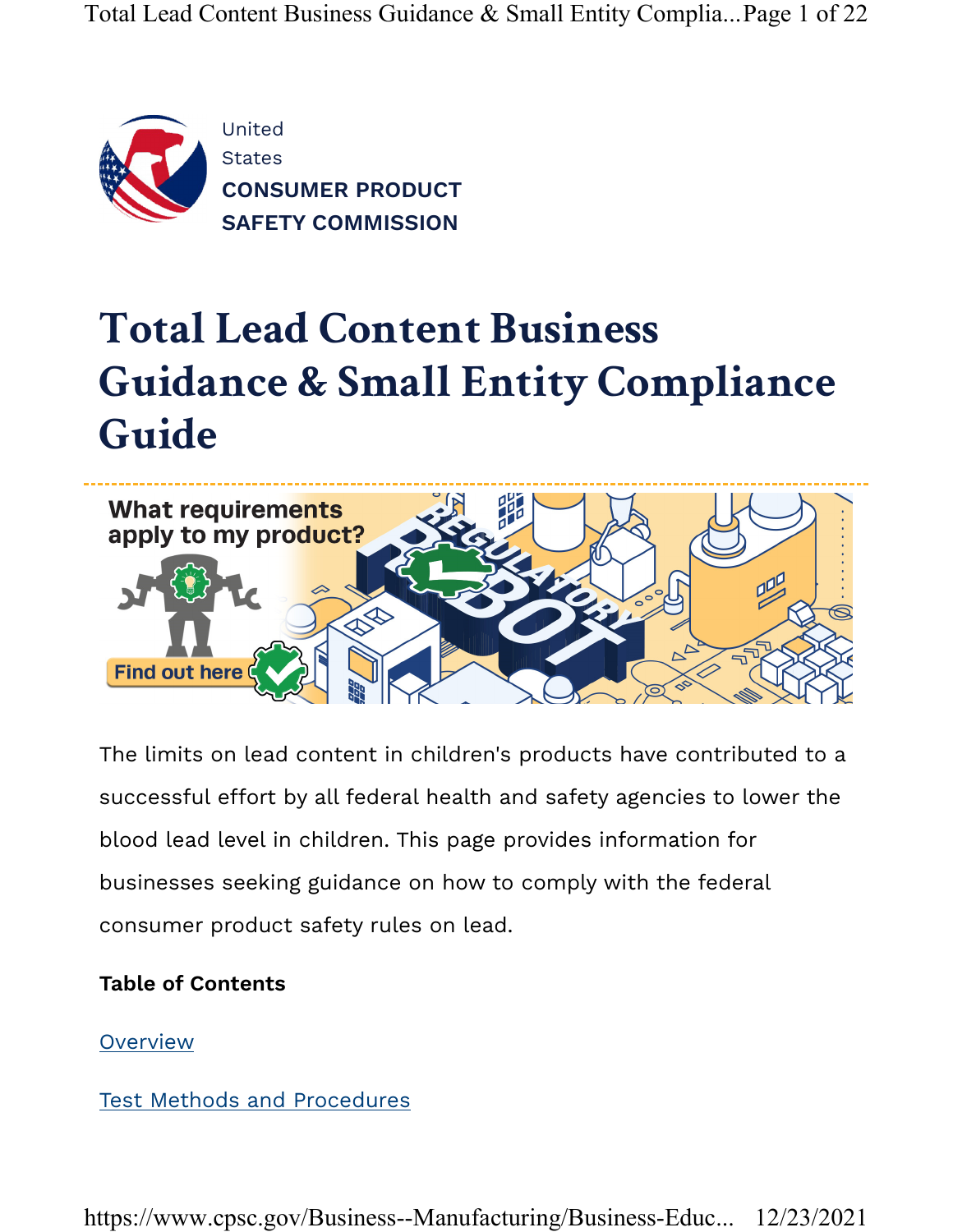United States
**CONSUMER PRODUCT SAFETY COMMISSION**

# Total Lead Content Business Guidance & Small Entity Compliance Guide

The limits on lead content in children's products have contributed to a successful effort by all federal health and safety agencies to lower the blood lead level in children. This page provides information for businesses seeking guidance on how to comply with the federal consumer product safety rules on lead.

**Table of Contents**

Overview

Test Methods and Procedures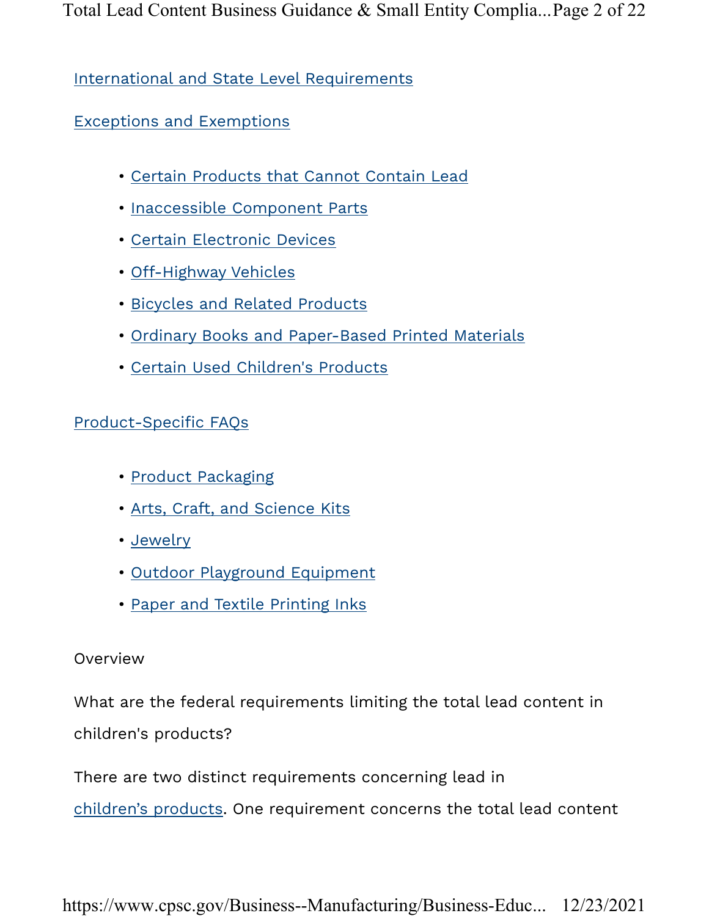International and State Level Requirements

Exceptions and Exemptions

- Certain Products that Cannot Contain Lead
- Inaccessible Component Parts
- Certain Electronic Devices
- Off-Highway Vehicles
- Bicycles and Related Products
- Ordinary Books and Paper-Based Printed Materials
- Certain Used Children's Products

Product-Specific FAQs

- Product Packaging
- Arts, Craft, and Science Kits
- Jewelry
- Outdoor Playground Equipment
- Paper and Textile Printing Inks

## Overview

What are the federal requirements limiting the total lead content in children's products?

There are two distinct requirements concerning lead in children's products. One requirement concerns the total lead content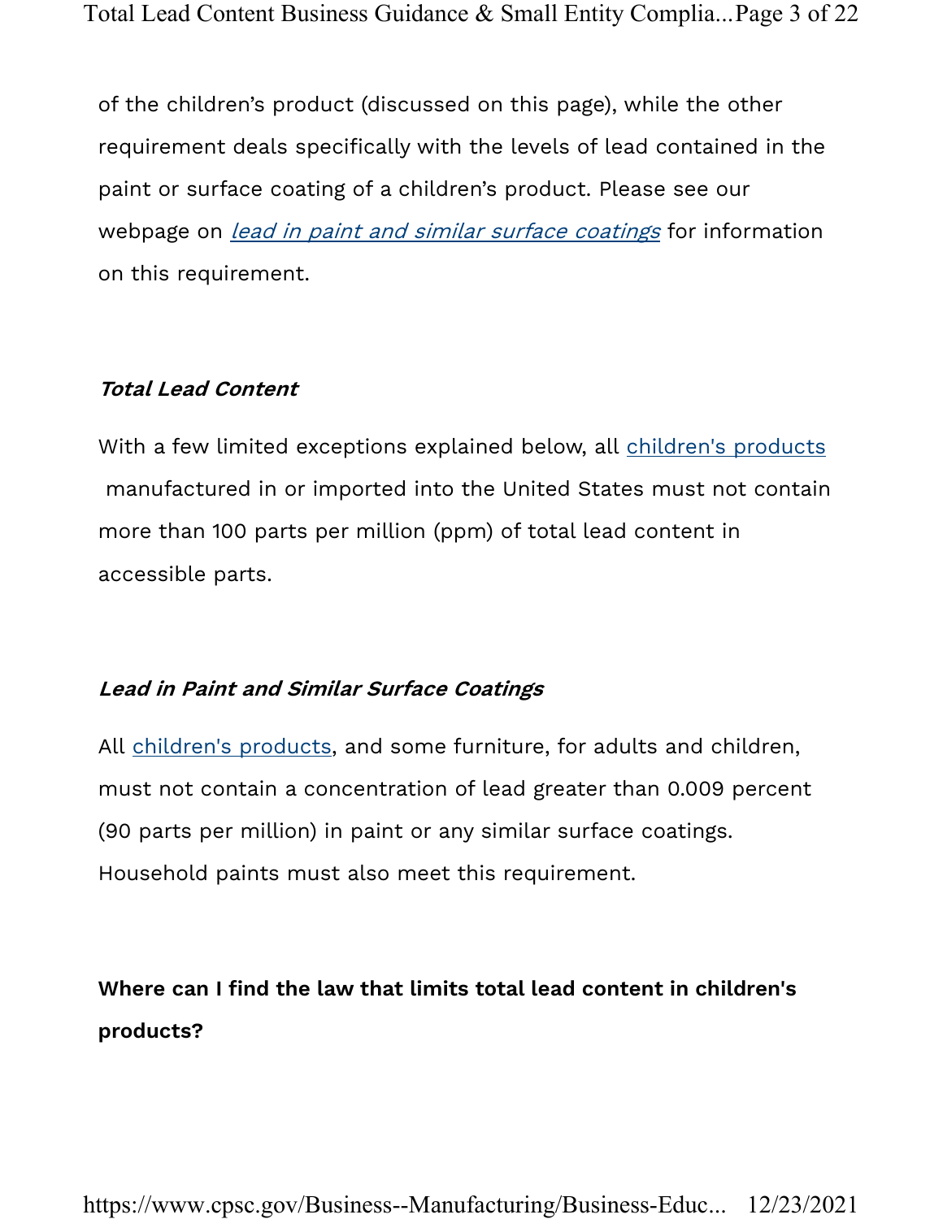of the children's product (discussed on this page), while the other requirement deals specifically with the levels of lead contained in the paint or surface coating of a children's product. Please see our webpage on *lead in paint and similar surface coatings* for information on this requirement.

***Total Lead Content***

With a few limited exceptions explained below, all children's products manufactured in or imported into the United States must not contain more than 100 parts per million (ppm) of total lead content in accessible parts.

***Lead in Paint and Similar Surface Coatings***

All children's products, and some furniture, for adults and children, must not contain a concentration of lead greater than 0.009 percent (90 parts per million) in paint or any similar surface coatings. Household paints must also meet this requirement.

**Where can I find the law that limits total lead content in children's products?**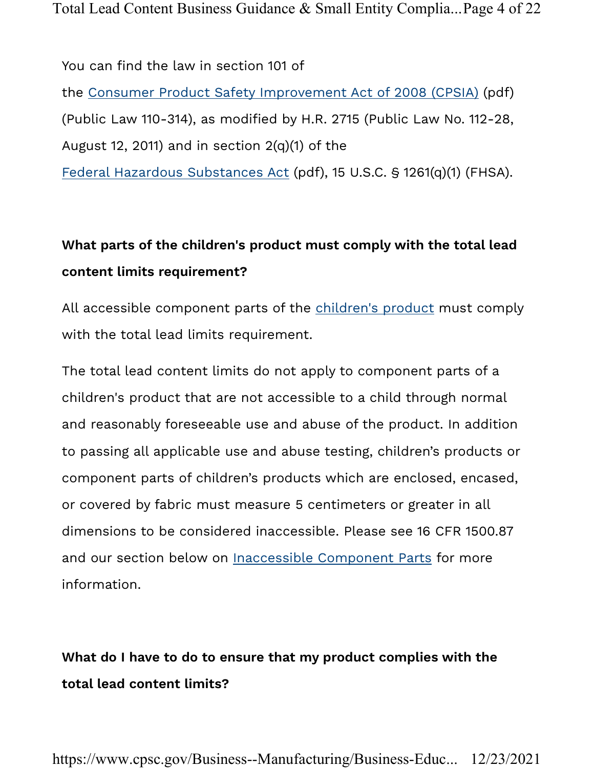You can find the law in section 101 of the [Consumer Product Safety Improvement Act of 2008 (CPSIA)](#) (pdf) (Public Law 110-314), as modified by H.R. 2715 (Public Law No. 112-28, August 12, 2011) and in section 2(q)(1) of the [Federal Hazardous Substances Act](#) (pdf), 15 U.S.C. § 1261(q)(1) (FHSA).

### What parts of the children's product must comply with the total lead content limits requirement?

All accessible component parts of the [children's product](#) must comply with the total lead limits requirement.

The total lead content limits do not apply to component parts of a children's product that are not accessible to a child through normal and reasonably foreseeable use and abuse of the product. In addition to passing all applicable use and abuse testing, children's products or component parts of children's products which are enclosed, encased, or covered by fabric must measure 5 centimeters or greater in all dimensions to be considered inaccessible. Please see 16 CFR 1500.87 and our section below on [Inaccessible Component Parts](#) for more information.

### What do I have to do to ensure that my product complies with the total lead content limits?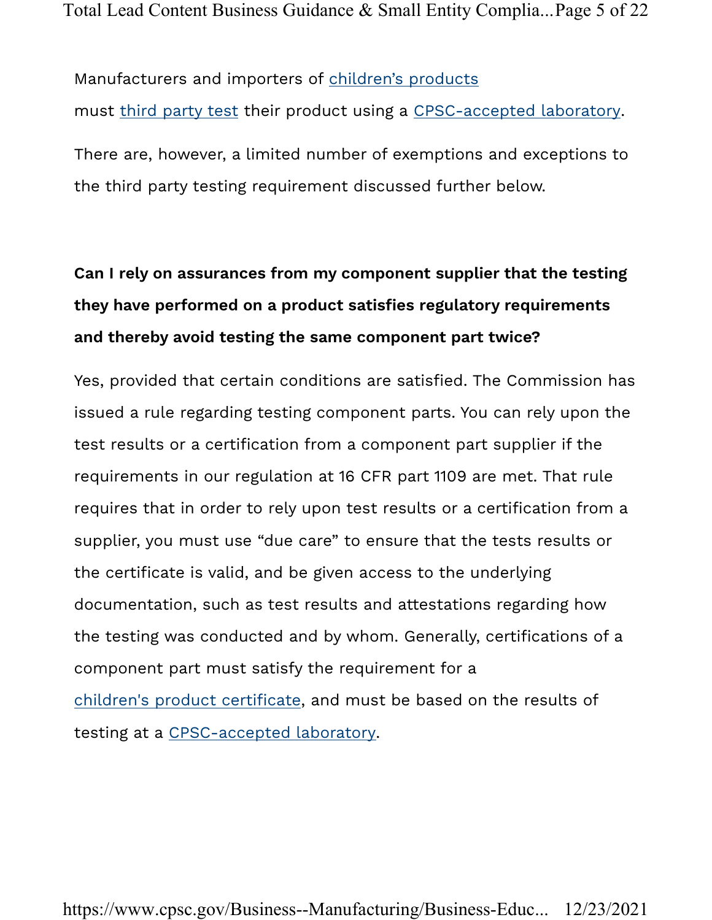Manufacturers and importers of children's products must third party test their product using a CPSC-accepted laboratory.

There are, however, a limited number of exemptions and exceptions to the third party testing requirement discussed further below.

**Can I rely on assurances from my component supplier that the testing they have performed on a product satisfies regulatory requirements and thereby avoid testing the same component part twice?**

Yes, provided that certain conditions are satisfied. The Commission has issued a rule regarding testing component parts. You can rely upon the test results or a certification from a component part supplier if the requirements in our regulation at 16 CFR part 1109 are met. That rule requires that in order to rely upon test results or a certification from a supplier, you must use "due care" to ensure that the tests results or the certificate is valid, and be given access to the underlying documentation, such as test results and attestations regarding how the testing was conducted and by whom. Generally, certifications of a component part must satisfy the requirement for a children's product certificate, and must be based on the results of testing at a CPSC-accepted laboratory.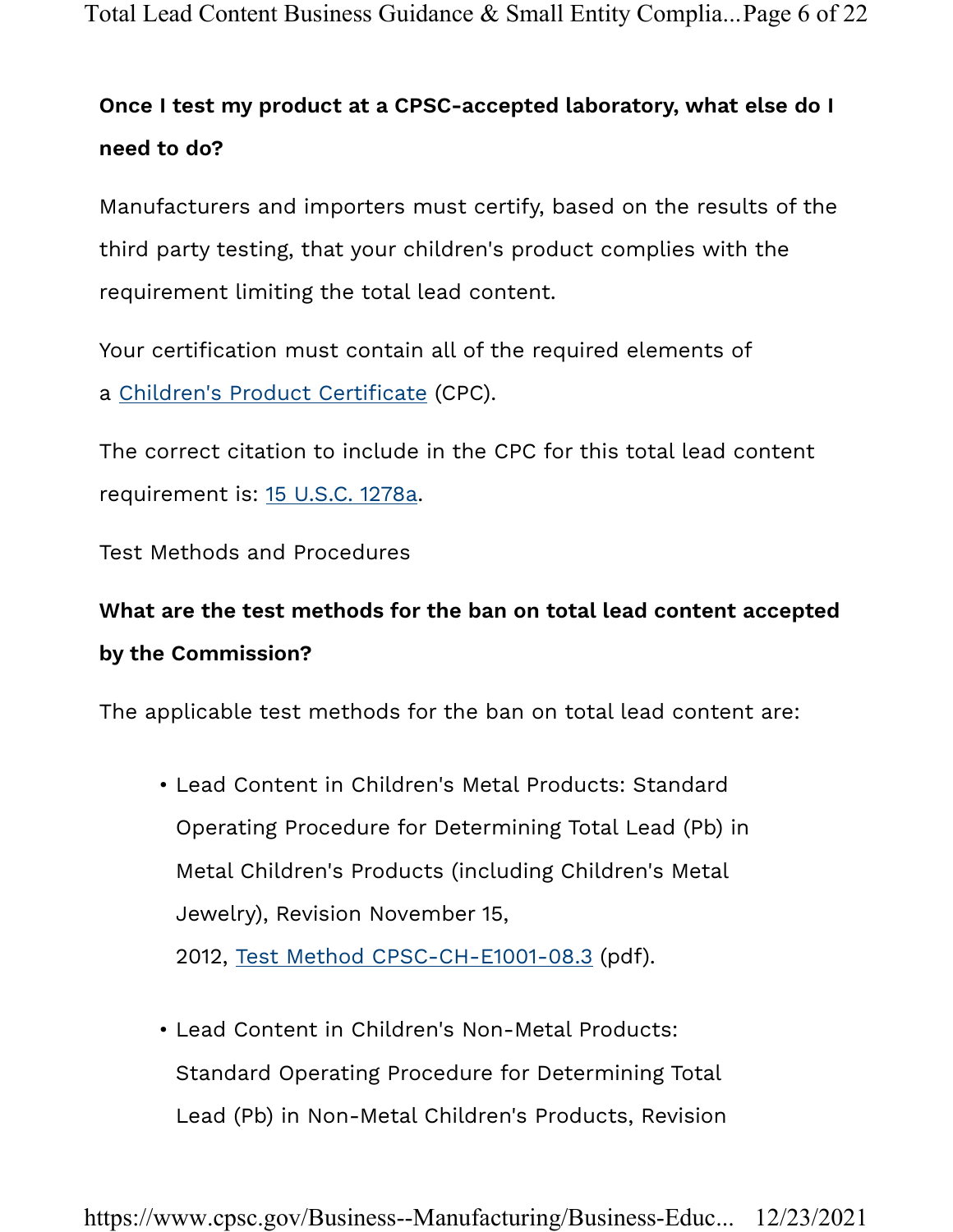**Once I test my product at a CPSC-accepted laboratory, what else do I need to do?**

Manufacturers and importers must certify, based on the results of the third party testing, that your children's product complies with the requirement limiting the total lead content.

Your certification must contain all of the required elements of a Children's Product Certificate (CPC).

The correct citation to include in the CPC for this total lead content requirement is: 15 U.S.C. 1278a.

Test Methods and Procedures

**What are the test methods for the ban on total lead content accepted by the Commission?**

The applicable test methods for the ban on total lead content are:

- Lead Content in Children's Metal Products: Standard Operating Procedure for Determining Total Lead (Pb) in Metal Children's Products (including Children's Metal Jewelry), Revision November 15, 2012, Test Method CPSC-CH-E1001-08.3 (pdf).

- Lead Content in Children's Non-Metal Products: Standard Operating Procedure for Determining Total Lead (Pb) in Non-Metal Children's Products, Revision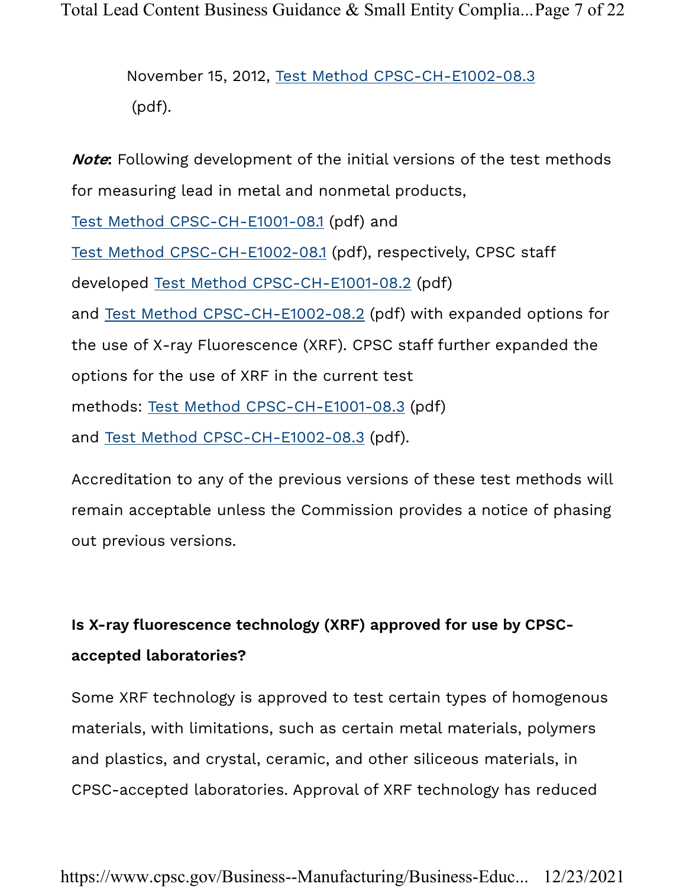November 15, 2012, [Test Method CPSC-CH-E1002-08.3](#) (pdf).

***Note***: Following development of the initial versions of the test methods for measuring lead in metal and nonmetal products, [Test Method CPSC-CH-E1001-08.1](#) (pdf) and [Test Method CPSC-CH-E1002-08.1](#) (pdf), respectively, CPSC staff developed [Test Method CPSC-CH-E1001-08.2](#) (pdf) and [Test Method CPSC-CH-E1002-08.2](#) (pdf) with expanded options for the use of X-ray Fluorescence (XRF). CPSC staff further expanded the options for the use of XRF in the current test methods: [Test Method CPSC-CH-E1001-08.3](#) (pdf) and [Test Method CPSC-CH-E1002-08.3](#) (pdf).

Accreditation to any of the previous versions of these test methods will remain acceptable unless the Commission provides a notice of phasing out previous versions.

**Is X-ray fluorescence technology (XRF) approved for use by CPSC-accepted laboratories?**

Some XRF technology is approved to test certain types of homogenous materials, with limitations, such as certain metal materials, polymers and plastics, and crystal, ceramic, and other siliceous materials, in CPSC-accepted laboratories. Approval of XRF technology has reduced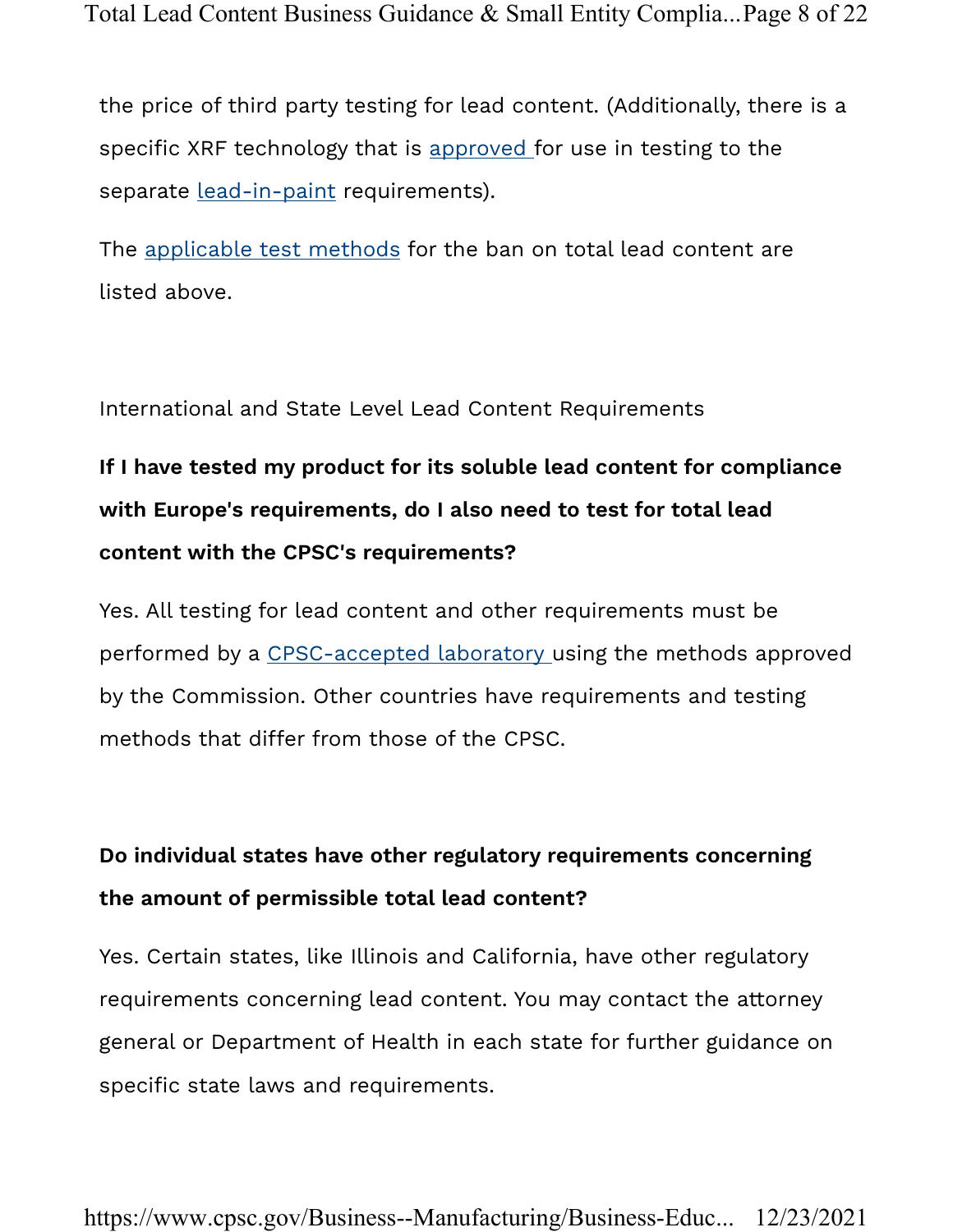the price of third party testing for lead content. (Additionally, there is a specific XRF technology that is approved for use in testing to the separate lead-in-paint requirements).

The applicable test methods for the ban on total lead content are listed above.

## International and State Level Lead Content Requirements

**If I have tested my product for its soluble lead content for compliance with Europe's requirements, do I also need to test for total lead content with the CPSC's requirements?**

Yes. All testing for lead content and other requirements must be performed by a CPSC-accepted laboratory using the methods approved by the Commission. Other countries have requirements and testing methods that differ from those of the CPSC.

**Do individual states have other regulatory requirements concerning the amount of permissible total lead content?**

Yes. Certain states, like Illinois and California, have other regulatory requirements concerning lead content. You may contact the attorney general or Department of Health in each state for further guidance on specific state laws and requirements.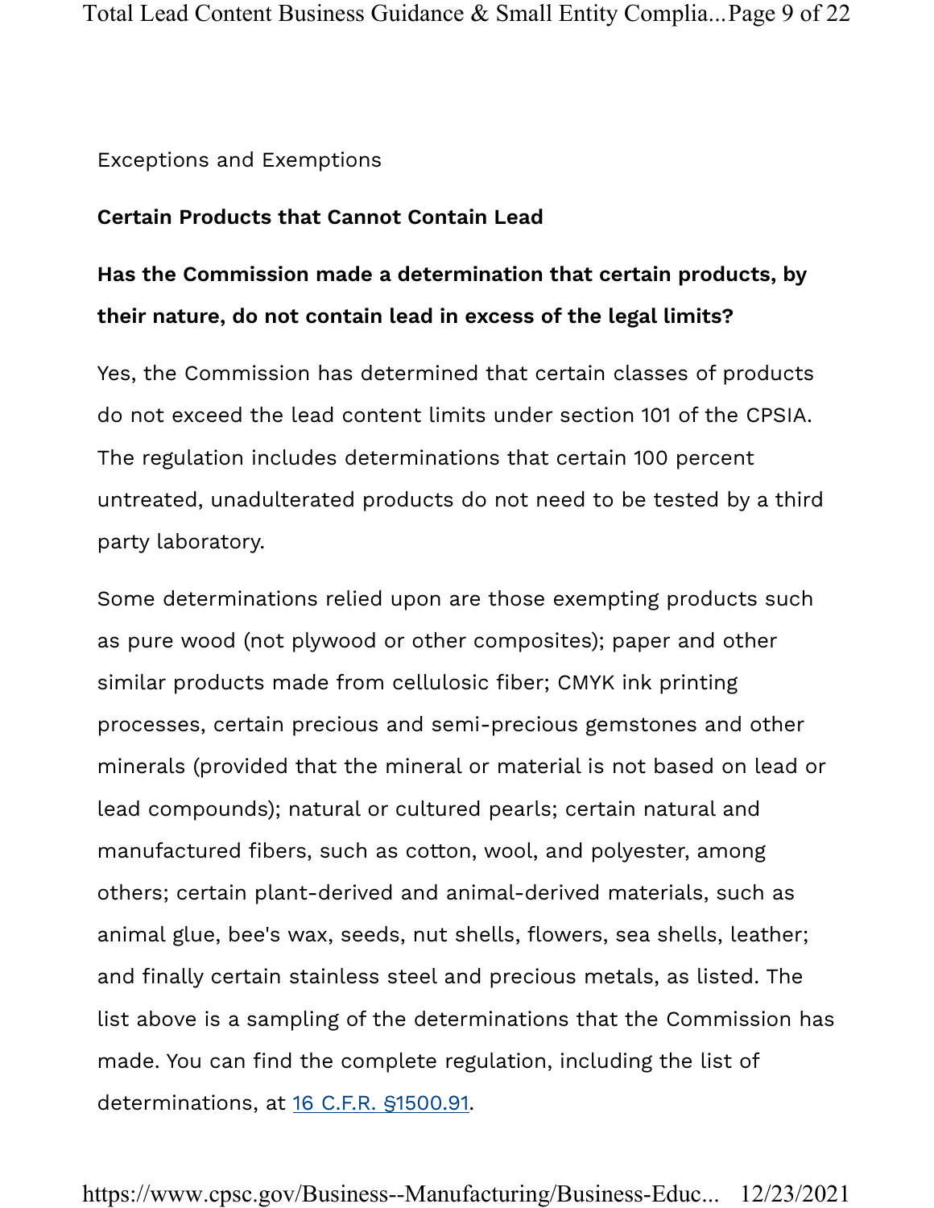Exceptions and Exemptions

### Certain Products that Cannot Contain Lead

### Has the Commission made a determination that certain products, by their nature, do not contain lead in excess of the legal limits?

Yes, the Commission has determined that certain classes of products do not exceed the lead content limits under section 101 of the CPSIA. The regulation includes determinations that certain 100 percent untreated, unadulterated products do not need to be tested by a third party laboratory.

Some determinations relied upon are those exempting products such as pure wood (not plywood or other composites); paper and other similar products made from cellulosic fiber; CMYK ink printing processes, certain precious and semi-precious gemstones and other minerals (provided that the mineral or material is not based on lead or lead compounds); natural or cultured pearls; certain natural and manufactured fibers, such as cotton, wool, and polyester, among others; certain plant-derived and animal-derived materials, such as animal glue, bee's wax, seeds, nut shells, flowers, sea shells, leather; and finally certain stainless steel and precious metals, as listed. The list above is a sampling of the determinations that the Commission has made. You can find the complete regulation, including the list of determinations, at 16 C.F.R. §1500.91.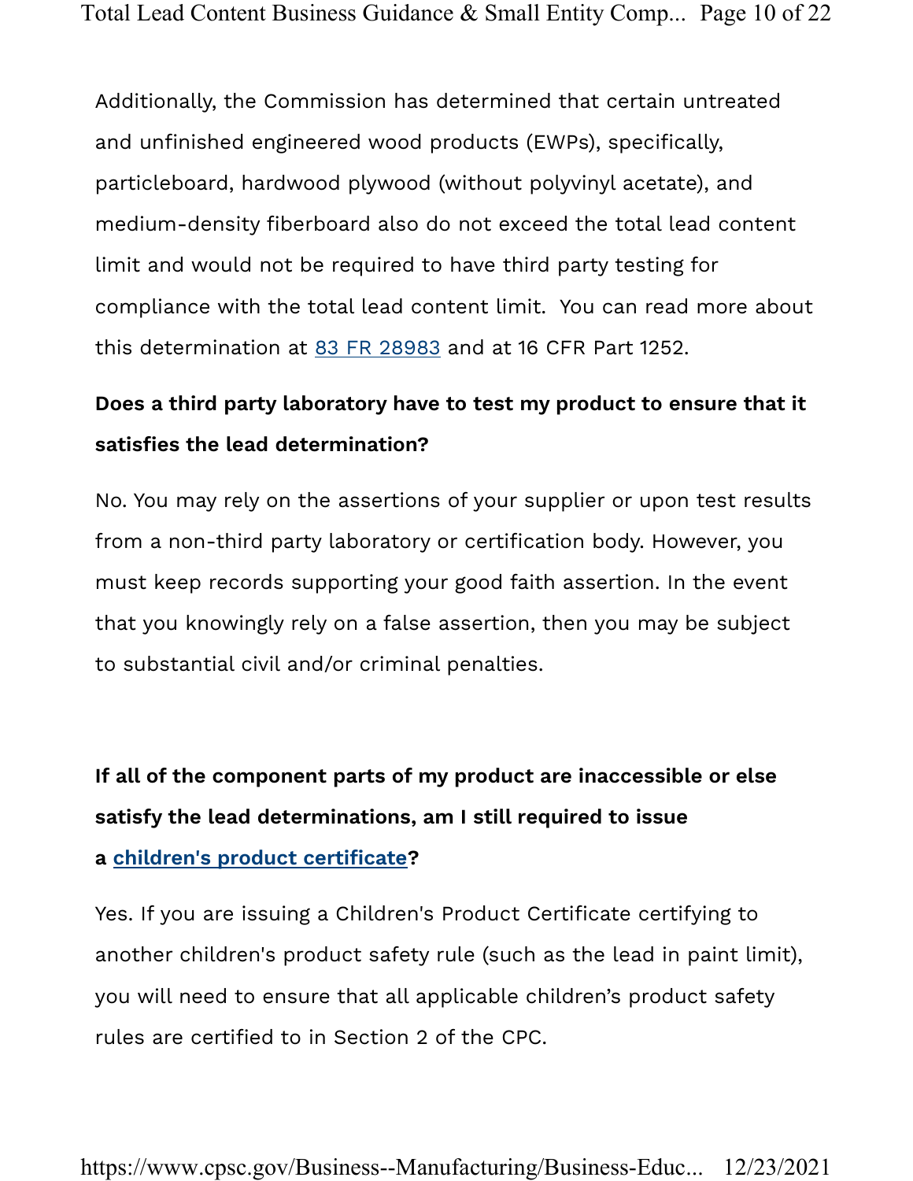Additionally, the Commission has determined that certain untreated and unfinished engineered wood products (EWPs), specifically, particleboard, hardwood plywood (without polyvinyl acetate), and medium-density fiberboard also do not exceed the total lead content limit and would not be required to have third party testing for compliance with the total lead content limit. You can read more about this determination at [83 FR 28983]() and at 16 CFR Part 1252.

**Does a third party laboratory have to test my product to ensure that it satisfies the lead determination?**

No. You may rely on the assertions of your supplier or upon test results from a non-third party laboratory or certification body. However, you must keep records supporting your good faith assertion. In the event that you knowingly rely on a false assertion, then you may be subject to substantial civil and/or criminal penalties.

**If all of the component parts of my product are inaccessible or else satisfy the lead determinations, am I still required to issue a [children's product certificate]()?**

Yes. If you are issuing a Children's Product Certificate certifying to another children's product safety rule (such as the lead in paint limit), you will need to ensure that all applicable children's product safety rules are certified to in Section 2 of the CPC.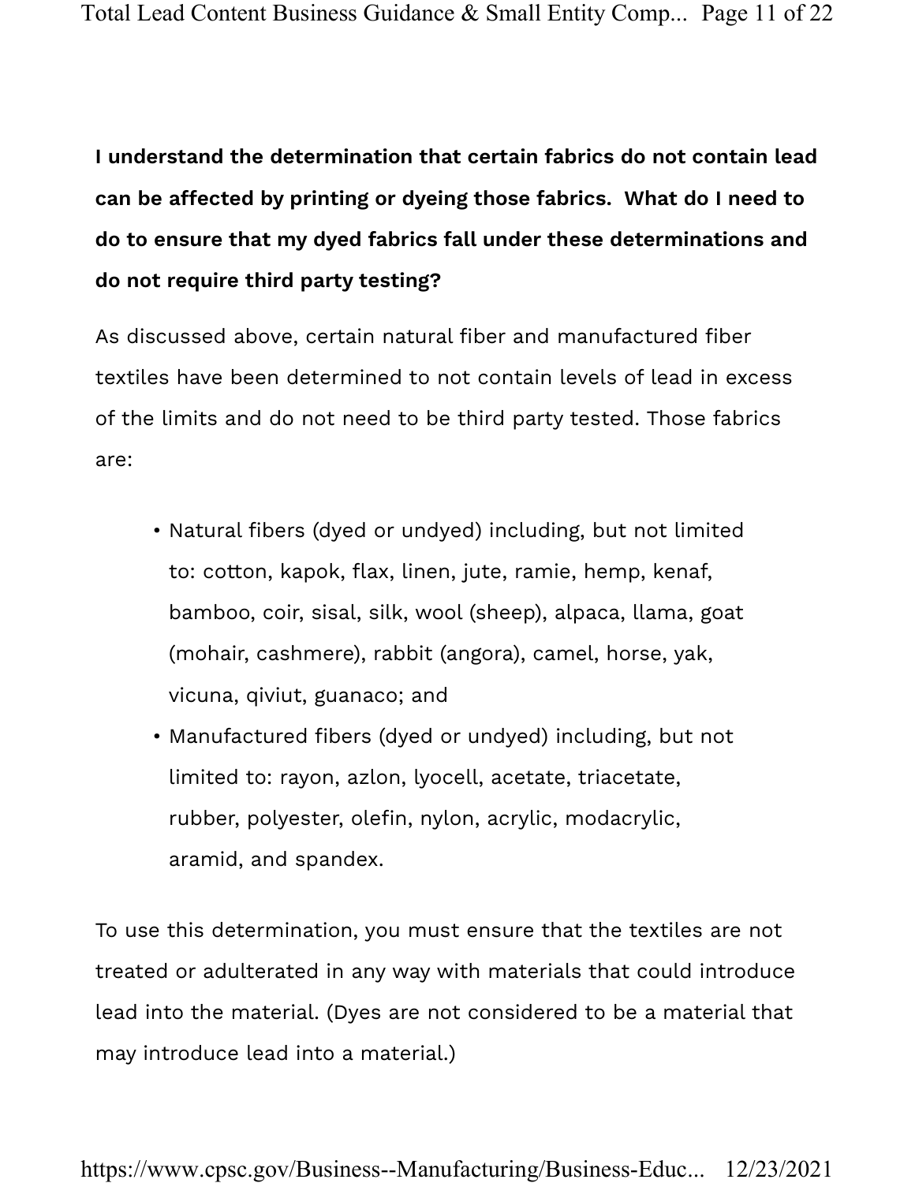**I understand the determination that certain fabrics do not contain lead can be affected by printing or dyeing those fabrics. What do I need to do to ensure that my dyed fabrics fall under these determinations and do not require third party testing?**

As discussed above, certain natural fiber and manufactured fiber textiles have been determined to not contain levels of lead in excess of the limits and do not need to be third party tested. Those fabrics are:

- Natural fibers (dyed or undyed) including, but not limited to: cotton, kapok, flax, linen, jute, ramie, hemp, kenaf, bamboo, coir, sisal, silk, wool (sheep), alpaca, llama, goat (mohair, cashmere), rabbit (angora), camel, horse, yak, vicuna, qiviut, guanaco; and
- Manufactured fibers (dyed or undyed) including, but not limited to: rayon, azlon, lyocell, acetate, triacetate, rubber, polyester, olefin, nylon, acrylic, modacrylic, aramid, and spandex.

To use this determination, you must ensure that the textiles are not treated or adulterated in any way with materials that could introduce lead into the material. (Dyes are not considered to be a material that may introduce lead into a material.)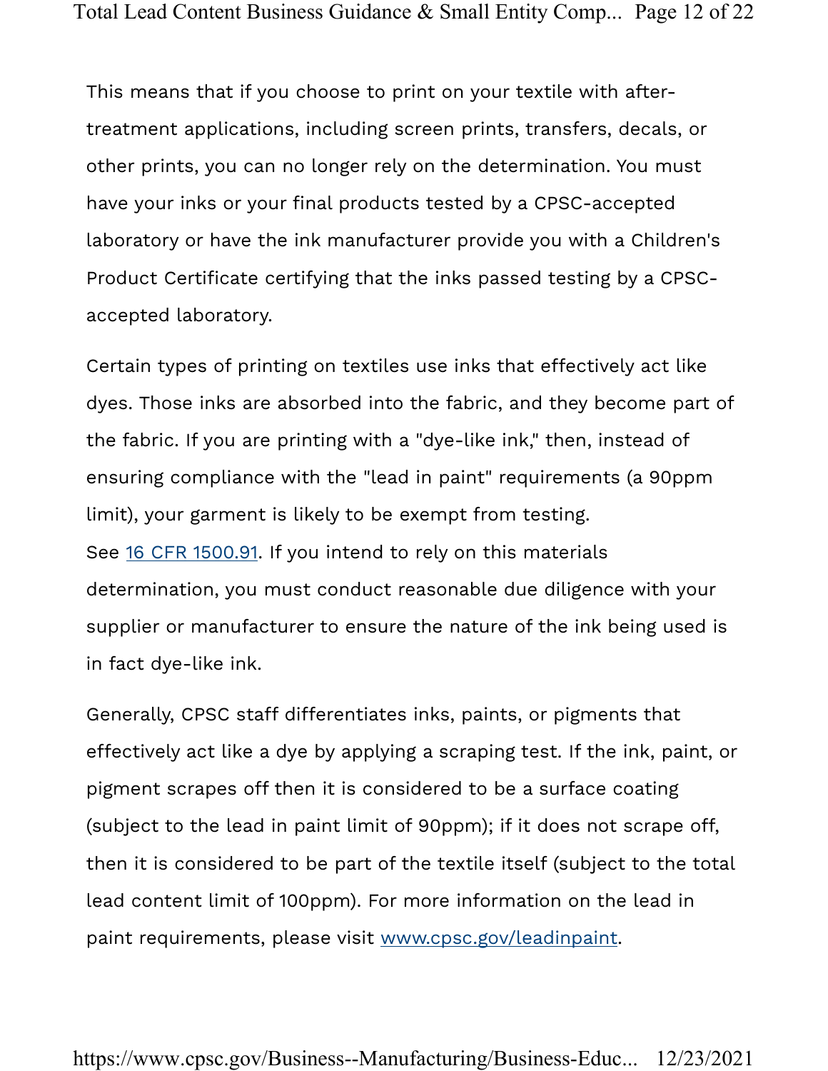This means that if you choose to print on your textile with after-treatment applications, including screen prints, transfers, decals, or other prints, you can no longer rely on the determination. You must have your inks or your final products tested by a CPSC-accepted laboratory or have the ink manufacturer provide you with a Children's Product Certificate certifying that the inks passed testing by a CPSC-accepted laboratory.

Certain types of printing on textiles use inks that effectively act like dyes. Those inks are absorbed into the fabric, and they become part of the fabric. If you are printing with a "dye-like ink," then, instead of ensuring compliance with the "lead in paint" requirements (a 90ppm limit), your garment is likely to be exempt from testing. See [16 CFR 1500.91](). If you intend to rely on this materials determination, you must conduct reasonable due diligence with your supplier or manufacturer to ensure the nature of the ink being used is in fact dye-like ink.

Generally, CPSC staff differentiates inks, paints, or pigments that effectively act like a dye by applying a scraping test. If the ink, paint, or pigment scrapes off then it is considered to be a surface coating (subject to the lead in paint limit of 90ppm); if it does not scrape off, then it is considered to be part of the textile itself (subject to the total lead content limit of 100ppm). For more information on the lead in paint requirements, please visit [www.cpsc.gov/leadinpaint]().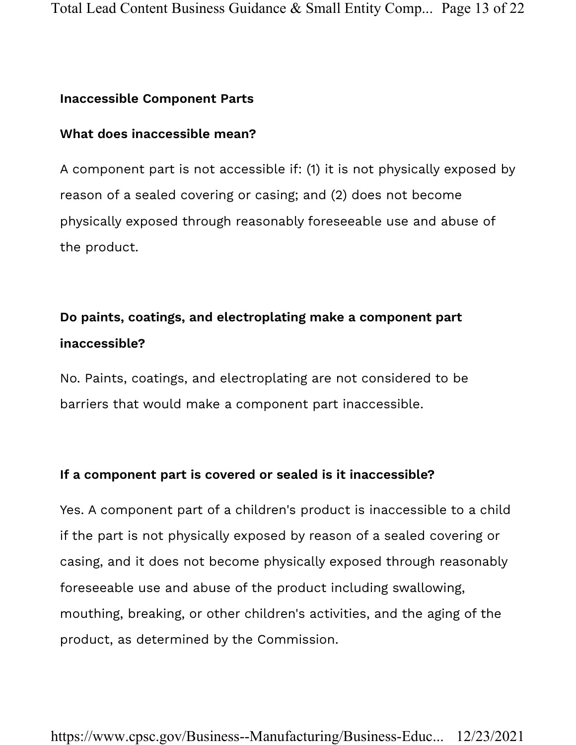## Inaccessible Component Parts

### What does inaccessible mean?

A component part is not accessible if: (1) it is not physically exposed by reason of a sealed covering or casing; and (2) does not become physically exposed through reasonably foreseeable use and abuse of the product.

### Do paints, coatings, and electroplating make a component part inaccessible?

No. Paints, coatings, and electroplating are not considered to be barriers that would make a component part inaccessible.

### If a component part is covered or sealed is it inaccessible?

Yes. A component part of a children's product is inaccessible to a child if the part is not physically exposed by reason of a sealed covering or casing, and it does not become physically exposed through reasonably foreseeable use and abuse of the product including swallowing, mouthing, breaking, or other children's activities, and the aging of the product, as determined by the Commission.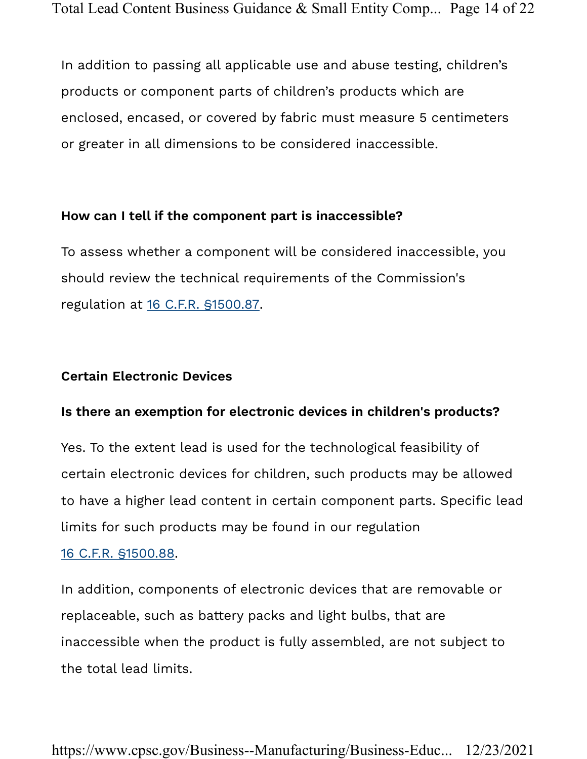In addition to passing all applicable use and abuse testing, children's products or component parts of children's products which are enclosed, encased, or covered by fabric must measure 5 centimeters or greater in all dimensions to be considered inaccessible.

**How can I tell if the component part is inaccessible?**

To assess whether a component will be considered inaccessible, you should review the technical requirements of the Commission's regulation at [16 C.F.R. §1500.87](16 C.F.R. §1500.87).

**Certain Electronic Devices**

**Is there an exemption for electronic devices in children's products?**

Yes. To the extent lead is used for the technological feasibility of certain electronic devices for children, such products may be allowed to have a higher lead content in certain component parts. Specific lead limits for such products may be found in our regulation [16 C.F.R. §1500.88](16 C.F.R. §1500.88).

In addition, components of electronic devices that are removable or replaceable, such as battery packs and light bulbs, that are inaccessible when the product is fully assembled, are not subject to the total lead limits.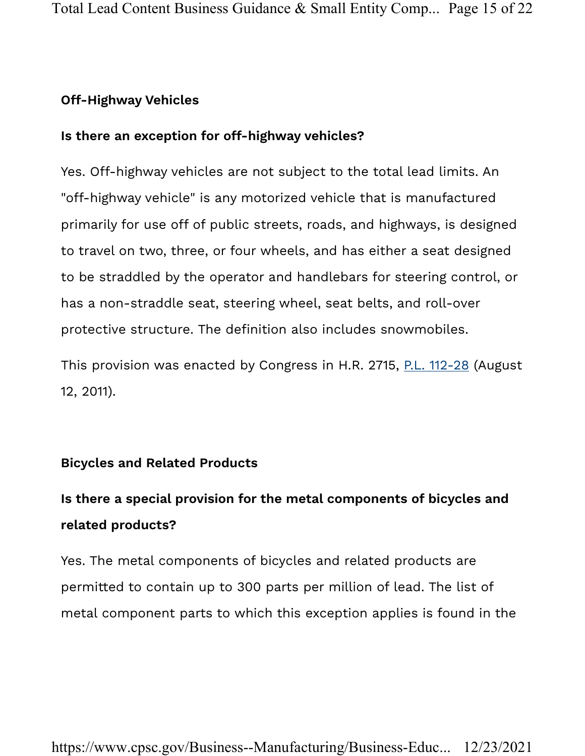### Off-Highway Vehicles

#### Is there an exception for off-highway vehicles?

Yes. Off-highway vehicles are not subject to the total lead limits. An "off-highway vehicle" is any motorized vehicle that is manufactured primarily for use off of public streets, roads, and highways, is designed to travel on two, three, or four wheels, and has either a seat designed to be straddled by the operator and handlebars for steering control, or has a non-straddle seat, steering wheel, seat belts, and roll-over protective structure. The definition also includes snowmobiles.

This provision was enacted by Congress in H.R. 2715, P.L. 112-28 (August 12, 2011).

### Bicycles and Related Products

#### Is there a special provision for the metal components of bicycles and related products?

Yes. The metal components of bicycles and related products are permitted to contain up to 300 parts per million of lead. The list of metal component parts to which this exception applies is found in the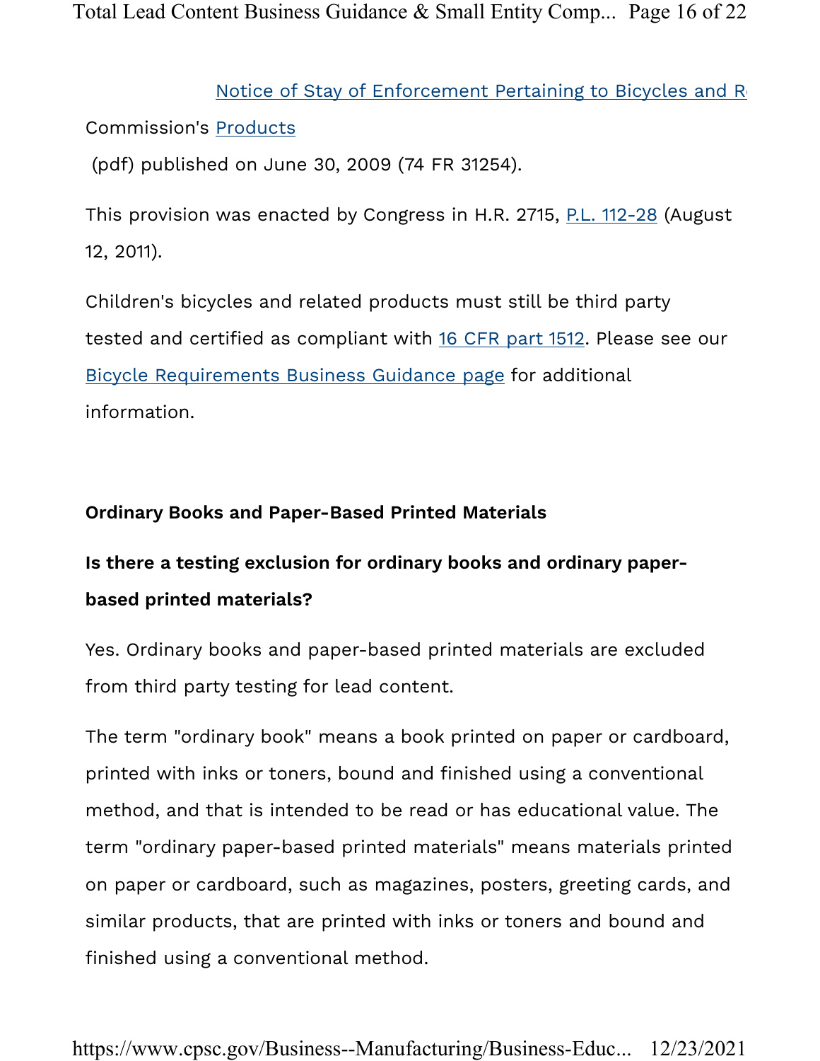Notice of Stay of Enforcement Pertaining to Bicycles and R

Commission's Products

(pdf) published on June 30, 2009 (74 FR 31254).

This provision was enacted by Congress in H.R. 2715, P.L. 112-28 (August 12, 2011).

Children's bicycles and related products must still be third party tested and certified as compliant with 16 CFR part 1512. Please see our Bicycle Requirements Business Guidance page for additional information.

**Ordinary Books and Paper-Based Printed Materials**

**Is there a testing exclusion for ordinary books and ordinary paper-based printed materials?**

Yes. Ordinary books and paper-based printed materials are excluded from third party testing for lead content.

The term "ordinary book" means a book printed on paper or cardboard, printed with inks or toners, bound and finished using a conventional method, and that is intended to be read or has educational value. The term "ordinary paper-based printed materials" means materials printed on paper or cardboard, such as magazines, posters, greeting cards, and similar products, that are printed with inks or toners and bound and finished using a conventional method.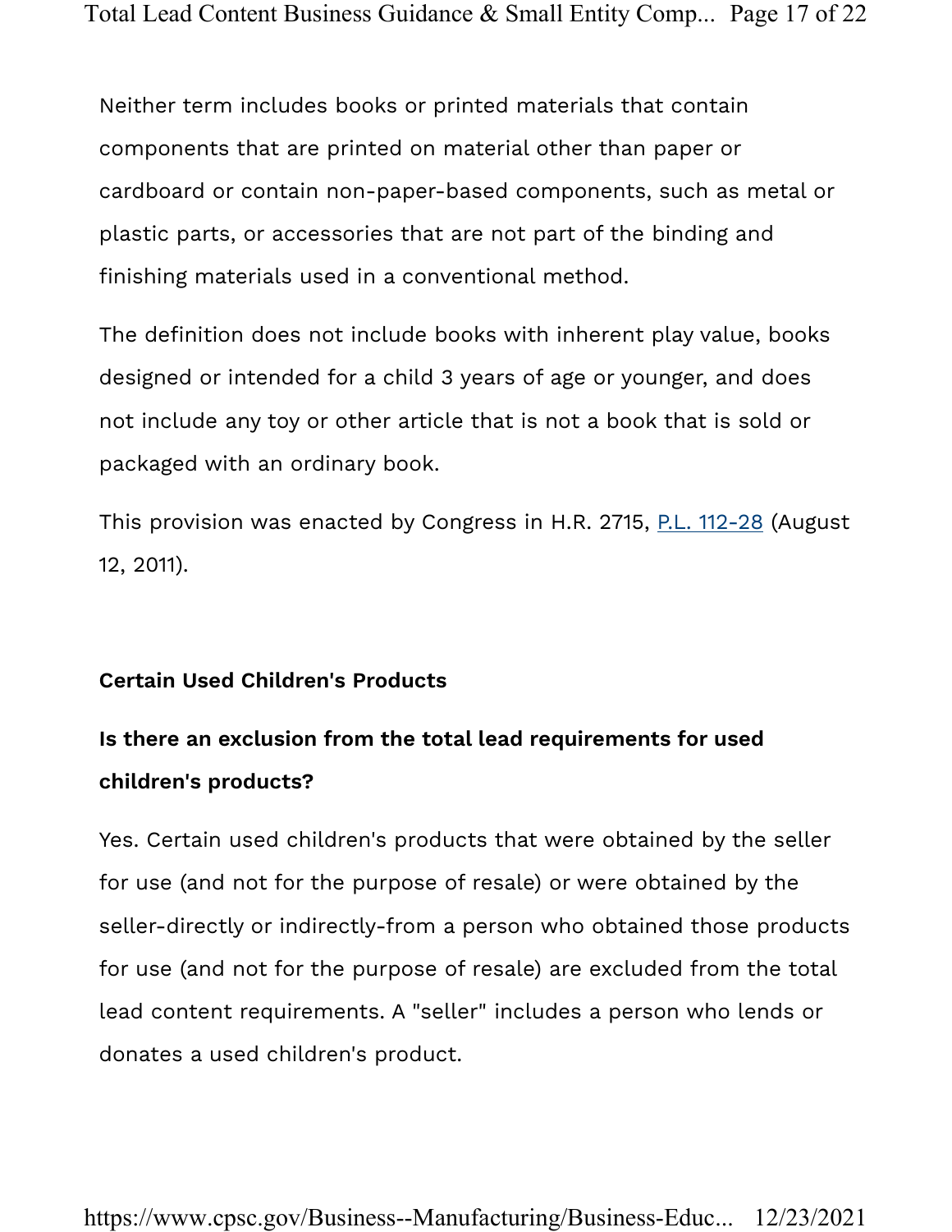Neither term includes books or printed materials that contain components that are printed on material other than paper or cardboard or contain non-paper-based components, such as metal or plastic parts, or accessories that are not part of the binding and finishing materials used in a conventional method.

The definition does not include books with inherent play value, books designed or intended for a child 3 years of age or younger, and does not include any toy or other article that is not a book that is sold or packaged with an ordinary book.

This provision was enacted by Congress in H.R. 2715, P.L. 112-28 (August 12, 2011).

**Certain Used Children's Products**

**Is there an exclusion from the total lead requirements for used children's products?**

Yes. Certain used children's products that were obtained by the seller for use (and not for the purpose of resale) or were obtained by the seller-directly or indirectly-from a person who obtained those products for use (and not for the purpose of resale) are excluded from the total lead content requirements. A "seller" includes a person who lends or donates a used children's product.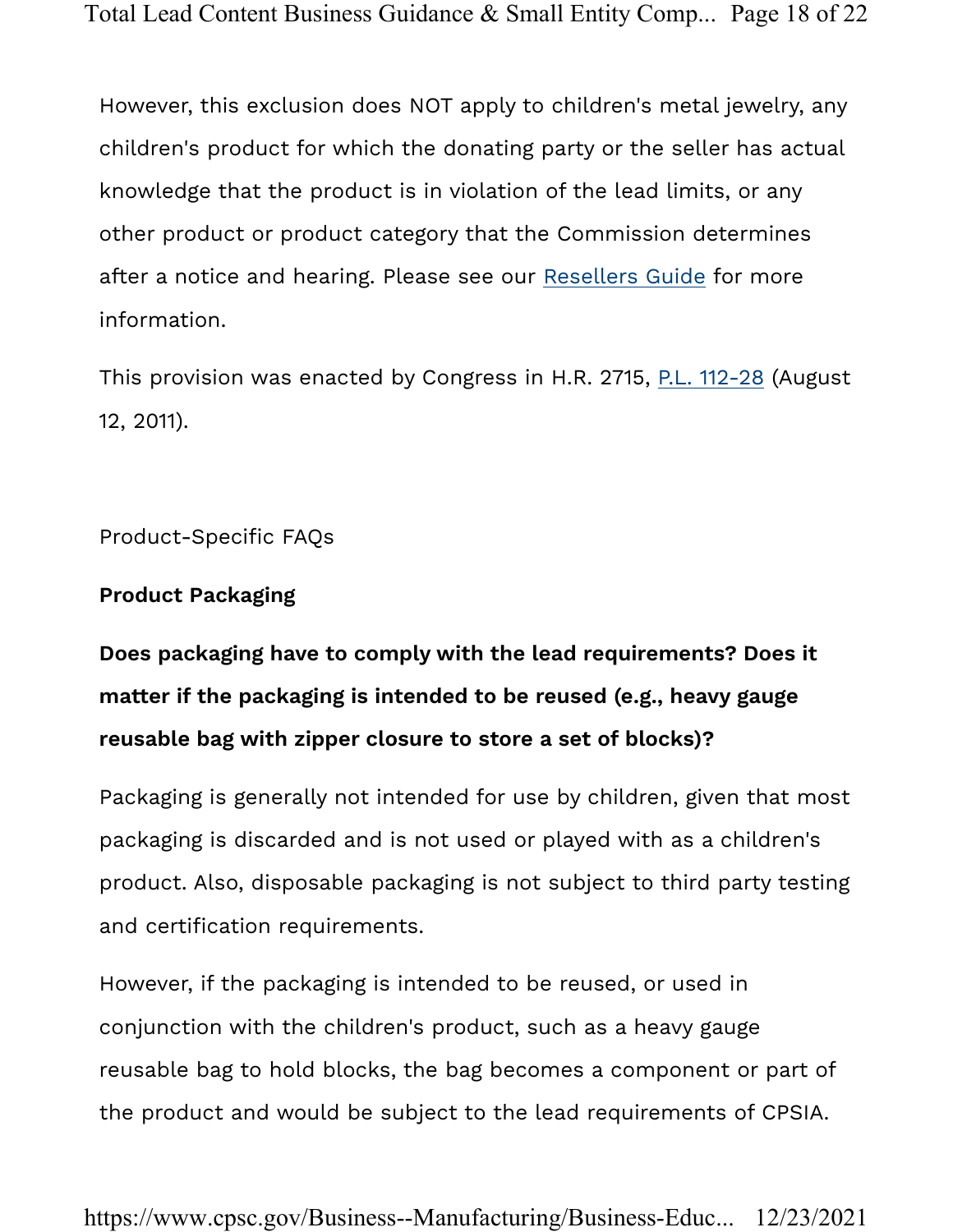However, this exclusion does NOT apply to children's metal jewelry, any children's product for which the donating party or the seller has actual knowledge that the product is in violation of the lead limits, or any other product or product category that the Commission determines after a notice and hearing. Please see our Resellers Guide for more information.

This provision was enacted by Congress in H.R. 2715, P.L. 112-28 (August 12, 2011).

Product-Specific FAQs

## Product Packaging

### Does packaging have to comply with the lead requirements? Does it matter if the packaging is intended to be reused (e.g., heavy gauge reusable bag with zipper closure to store a set of blocks)?

Packaging is generally not intended for use by children, given that most packaging is discarded and is not used or played with as a children's product. Also, disposable packaging is not subject to third party testing and certification requirements.

However, if the packaging is intended to be reused, or used in conjunction with the children's product, such as a heavy gauge reusable bag to hold blocks, the bag becomes a component or part of the product and would be subject to the lead requirements of CPSIA.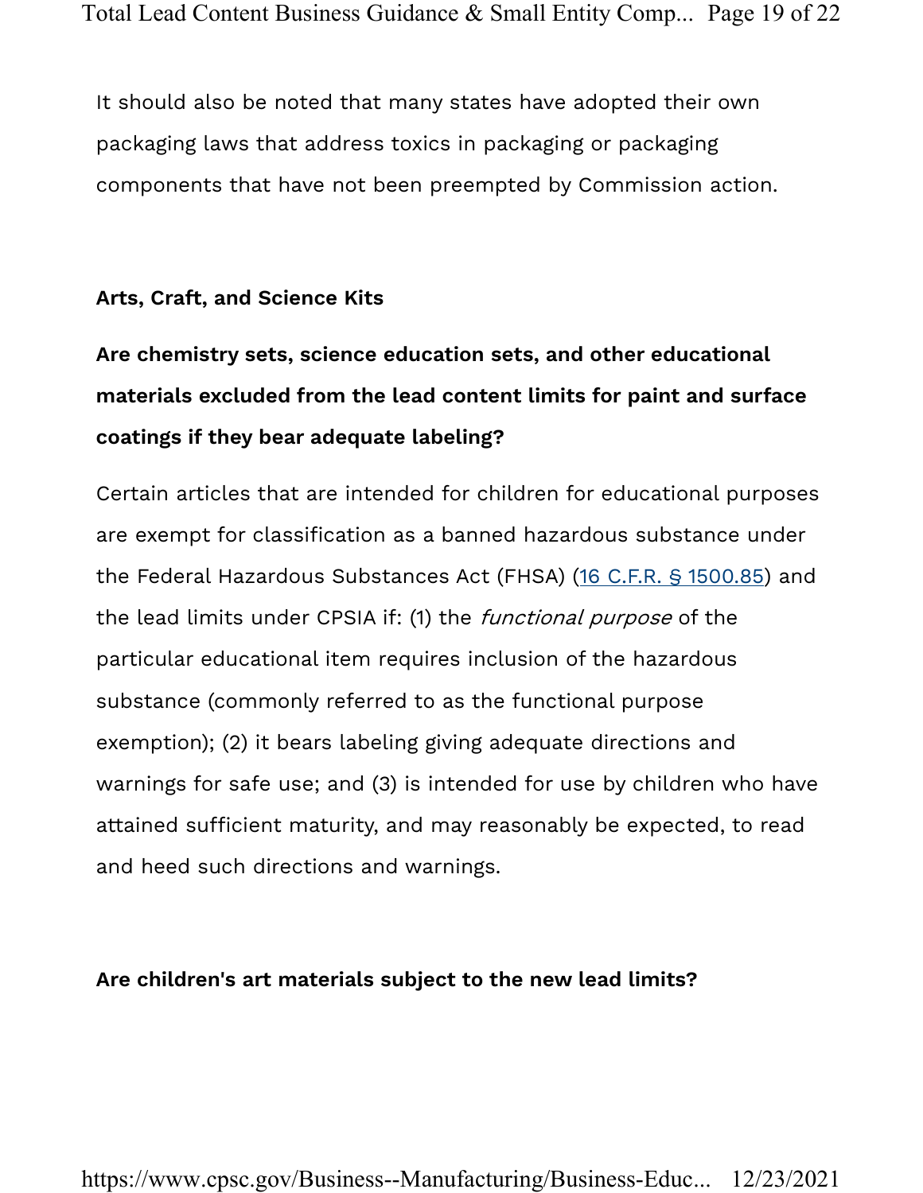It should also be noted that many states have adopted their own packaging laws that address toxics in packaging or packaging components that have not been preempted by Commission action.

### Arts, Craft, and Science Kits

**Are chemistry sets, science education sets, and other educational materials excluded from the lead content limits for paint and surface coatings if they bear adequate labeling?**

Certain articles that are intended for children for educational purposes are exempt for classification as a banned hazardous substance under the Federal Hazardous Substances Act (FHSA) (16 C.F.R. § 1500.85) and the lead limits under CPSIA if: (1) the *functional purpose* of the particular educational item requires inclusion of the hazardous substance (commonly referred to as the functional purpose exemption); (2) it bears labeling giving adequate directions and warnings for safe use; and (3) is intended for use by children who have attained sufficient maturity, and may reasonably be expected, to read and heed such directions and warnings.

**Are children's art materials subject to the new lead limits?**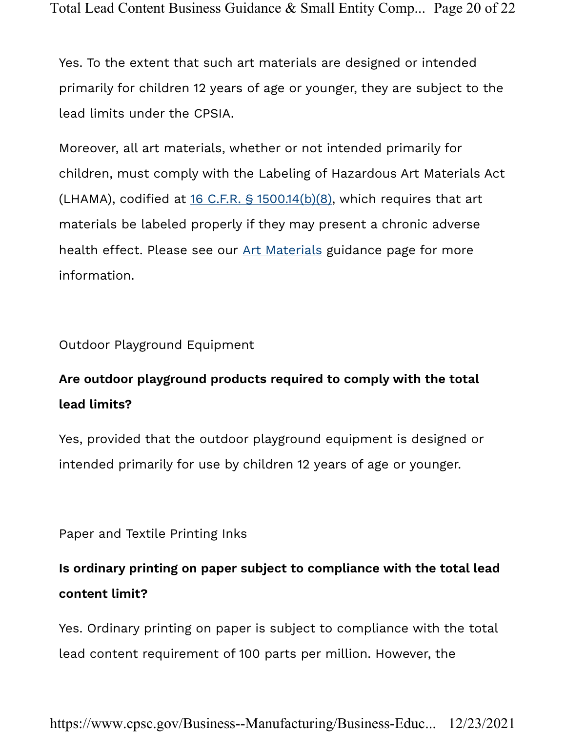Yes. To the extent that such art materials are designed or intended primarily for children 12 years of age or younger, they are subject to the lead limits under the CPSIA.

Moreover, all art materials, whether or not intended primarily for children, must comply with the Labeling of Hazardous Art Materials Act (LHAMA), codified at [16 C.F.R. § 1500.14(b)(8)](), which requires that art materials be labeled properly if they may present a chronic adverse health effect. Please see our [Art Materials]() guidance page for more information.

## Outdoor Playground Equipment

**Are outdoor playground products required to comply with the total lead limits?**

Yes, provided that the outdoor playground equipment is designed or intended primarily for use by children 12 years of age or younger.

## Paper and Textile Printing Inks

**Is ordinary printing on paper subject to compliance with the total lead content limit?**

Yes. Ordinary printing on paper is subject to compliance with the total lead content requirement of 100 parts per million. However, the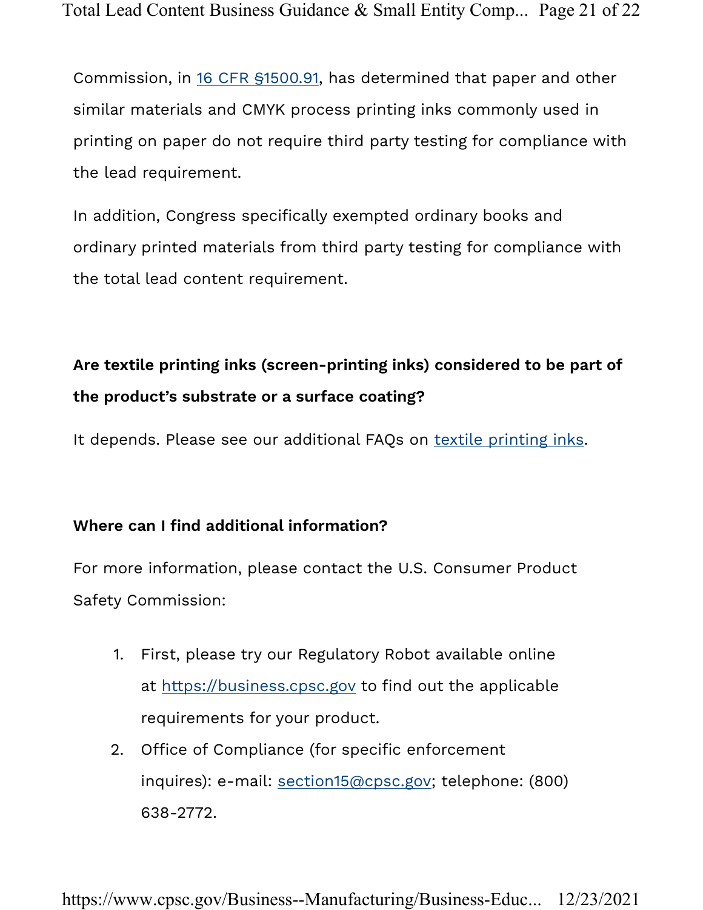Commission, in [16 CFR §1500.91](16 CFR §1500.91), has determined that paper and other similar materials and CMYK process printing inks commonly used in printing on paper do not require third party testing for compliance with the lead requirement.

In addition, Congress specifically exempted ordinary books and ordinary printed materials from third party testing for compliance with the total lead content requirement.

**Are textile printing inks (screen-printing inks) considered to be part of the product's substrate or a surface coating?**

It depends. Please see our additional FAQs on textile printing inks.

**Where can I find additional information?**

For more information, please contact the U.S. Consumer Product Safety Commission:

1. First, please try our Regulatory Robot available online at https://business.cpsc.gov to find out the applicable requirements for your product.
2. Office of Compliance (for specific enforcement inquires): e-mail: section15@cpsc.gov; telephone: (800) 638-2772.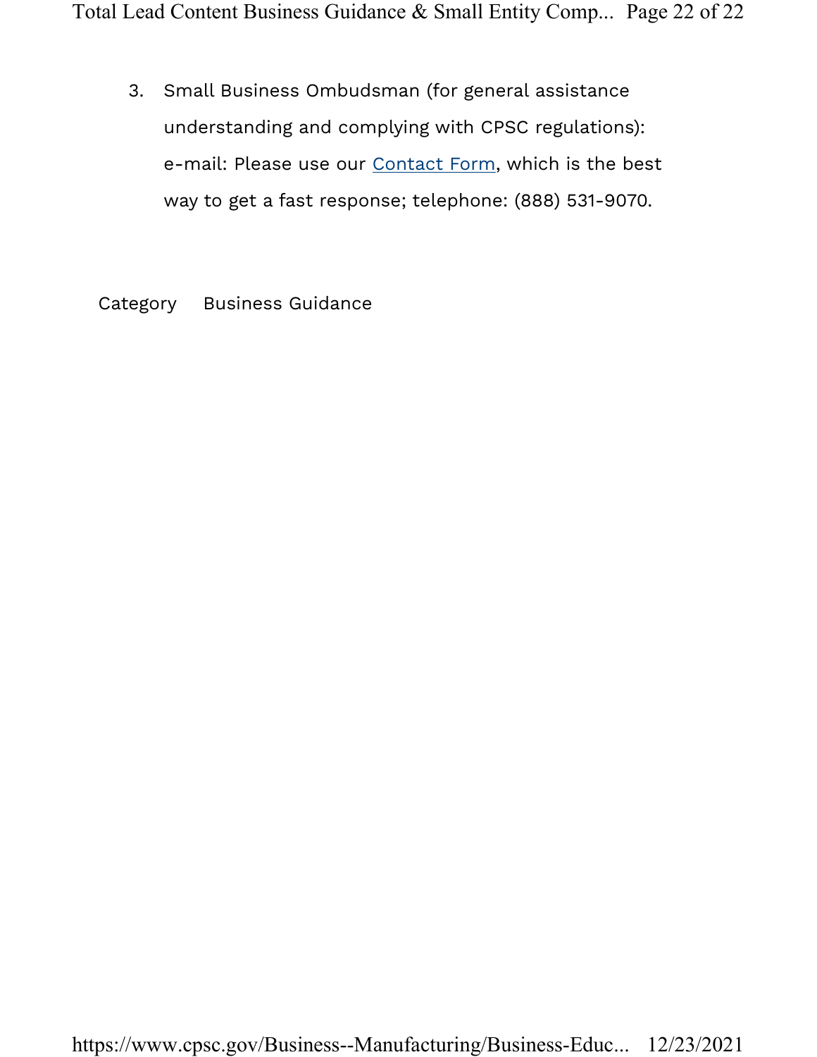3. Small Business Ombudsman (for general assistance understanding and complying with CPSC regulations): e-mail: Please use our Contact Form, which is the best way to get a fast response; telephone: (888) 531-9070.

Category Business Guidance